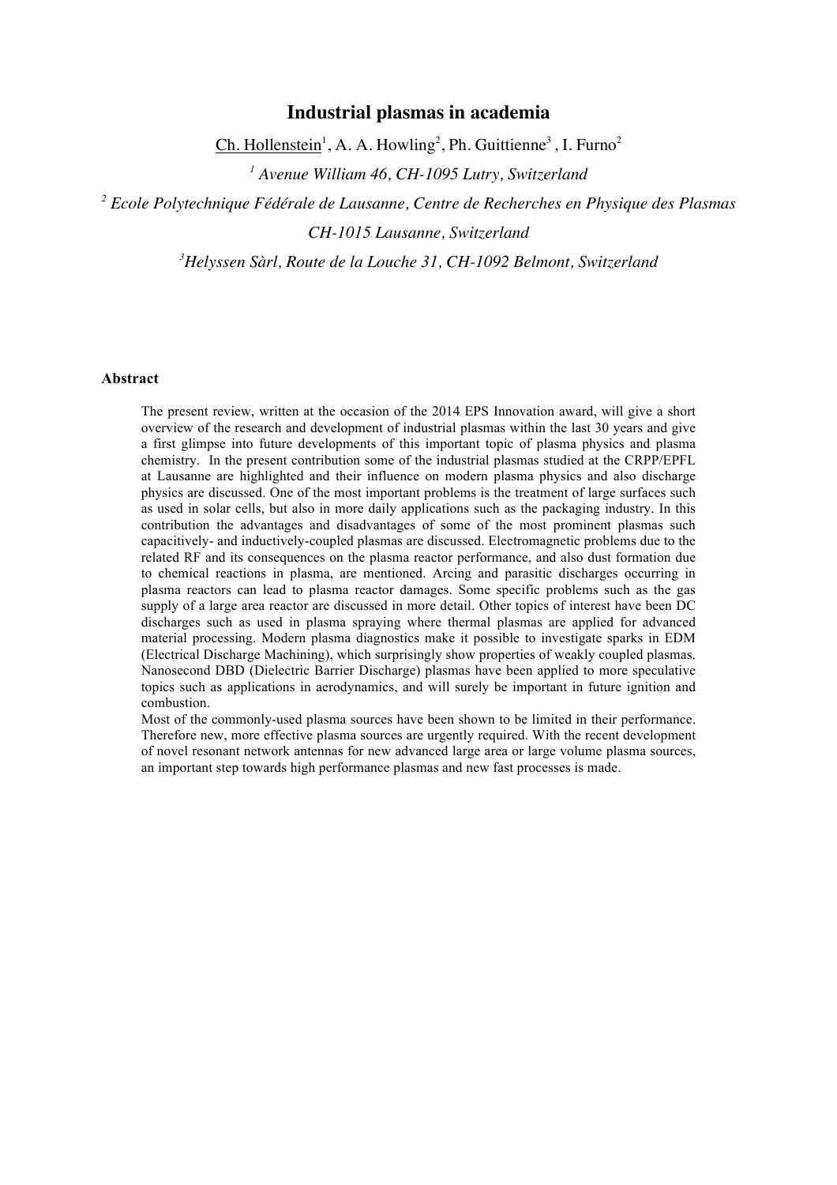# Industrial plasmas in academia

Ch. Hollenstein[1], A. A. Howling[2], Ph. Guittienne[3], I. Furno[2]

[1] *Avenue William 46, CH-1095 Lutry, Switzerland*

[2] *Ecole Polytechnique Fédérale de Lausanne, Centre de Recherches en Physique des Plasmas CH-1015 Lausanne, Switzerland*

[3] *Helyssen Sàrl, Route de la Louche 31, CH-1092 Belmont, Switzerland*

## Abstract

The present review, written at the occasion of the 2014 EPS Innovation award, will give a short overview of the research and development of industrial plasmas within the last 30 years and give a first glimpse into future developments of this important topic of plasma physics and plasma chemistry. In the present contribution some of the industrial plasmas studied at the CRPP/EPFL at Lausanne are highlighted and their influence on modern plasma physics and also discharge physics are discussed. One of the most important problems is the treatment of large surfaces such as used in solar cells, but also in more daily applications such as the packaging industry. In this contribution the advantages and disadvantages of some of the most prominent plasmas such capacitively- and inductively-coupled plasmas are discussed. Electromagnetic problems due to the related RF and its consequences on the plasma reactor performance, and also dust formation due to chemical reactions in plasma, are mentioned. Arcing and parasitic discharges occurring in plasma reactors can lead to plasma reactor damages. Some specific problems such as the gas supply of a large area reactor are discussed in more detail. Other topics of interest have been DC discharges such as used in plasma spraying where thermal plasmas are applied for advanced material processing. Modern plasma diagnostics make it possible to investigate sparks in EDM (Electrical Discharge Machining), which surprisingly show properties of weakly coupled plasmas. Nanosecond DBD (Dielectric Barrier Discharge) plasmas have been applied to more speculative topics such as applications in aerodynamics, and will surely be important in future ignition and combustion.

Most of the commonly-used plasma sources have been shown to be limited in their performance. Therefore new, more effective plasma sources are urgently required. With the recent development of novel resonant network antennas for new advanced large area or large volume plasma sources, an important step towards high performance plasmas and new fast processes is made.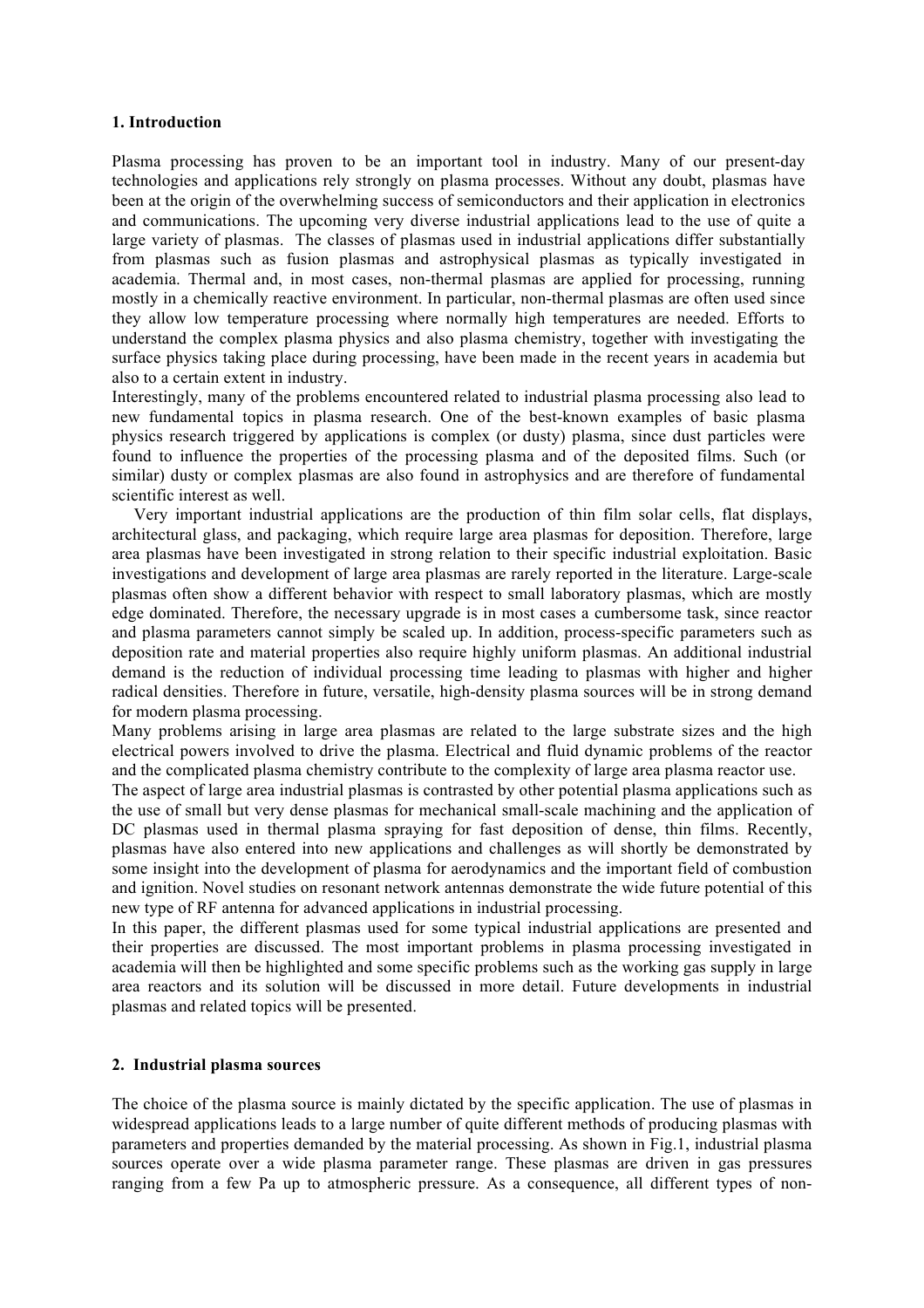## 1. Introduction

Plasma processing has proven to be an important tool in industry. Many of our present-day technologies and applications rely strongly on plasma processes. Without any doubt, plasmas have been at the origin of the overwhelming success of semiconductors and their application in electronics and communications. The upcoming very diverse industrial applications lead to the use of quite a large variety of plasmas. The classes of plasmas used in industrial applications differ substantially from plasmas such as fusion plasmas and astrophysical plasmas as typically investigated in academia. Thermal and, in most cases, non-thermal plasmas are applied for processing, running mostly in a chemically reactive environment. In particular, non-thermal plasmas are often used since they allow low temperature processing where normally high temperatures are needed. Efforts to understand the complex plasma physics and also plasma chemistry, together with investigating the surface physics taking place during processing, have been made in the recent years in academia but also to a certain extent in industry.

Interestingly, many of the problems encountered related to industrial plasma processing also lead to new fundamental topics in plasma research. One of the best-known examples of basic plasma physics research triggered by applications is complex (or dusty) plasma, since dust particles were found to influence the properties of the processing plasma and of the deposited films. Such (or similar) dusty or complex plasmas are also found in astrophysics and are therefore of fundamental scientific interest as well.

Very important industrial applications are the production of thin film solar cells, flat displays, architectural glass, and packaging, which require large area plasmas for deposition. Therefore, large area plasmas have been investigated in strong relation to their specific industrial exploitation. Basic investigations and development of large area plasmas are rarely reported in the literature. Large-scale plasmas often show a different behavior with respect to small laboratory plasmas, which are mostly edge dominated. Therefore, the necessary upgrade is in most cases a cumbersome task, since reactor and plasma parameters cannot simply be scaled up. In addition, process-specific parameters such as deposition rate and material properties also require highly uniform plasmas. An additional industrial demand is the reduction of individual processing time leading to plasmas with higher and higher radical densities. Therefore in future, versatile, high-density plasma sources will be in strong demand for modern plasma processing.

Many problems arising in large area plasmas are related to the large substrate sizes and the high electrical powers involved to drive the plasma. Electrical and fluid dynamic problems of the reactor and the complicated plasma chemistry contribute to the complexity of large area plasma reactor use.

The aspect of large area industrial plasmas is contrasted by other potential plasma applications such as the use of small but very dense plasmas for mechanical small-scale machining and the application of DC plasmas used in thermal plasma spraying for fast deposition of dense, thin films. Recently, plasmas have also entered into new applications and challenges as will shortly be demonstrated by some insight into the development of plasma for aerodynamics and the important field of combustion and ignition. Novel studies on resonant network antennas demonstrate the wide future potential of this new type of RF antenna for advanced applications in industrial processing.

In this paper, the different plasmas used for some typical industrial applications are presented and their properties are discussed. The most important problems in plasma processing investigated in academia will then be highlighted and some specific problems such as the working gas supply in large area reactors and its solution will be discussed in more detail. Future developments in industrial plasmas and related topics will be presented.

## 2. Industrial plasma sources

The choice of the plasma source is mainly dictated by the specific application. The use of plasmas in widespread applications leads to a large number of quite different methods of producing plasmas with parameters and properties demanded by the material processing. As shown in Fig.1, industrial plasma sources operate over a wide plasma parameter range. These plasmas are driven in gas pressures ranging from a few Pa up to atmospheric pressure. As a consequence, all different types of non-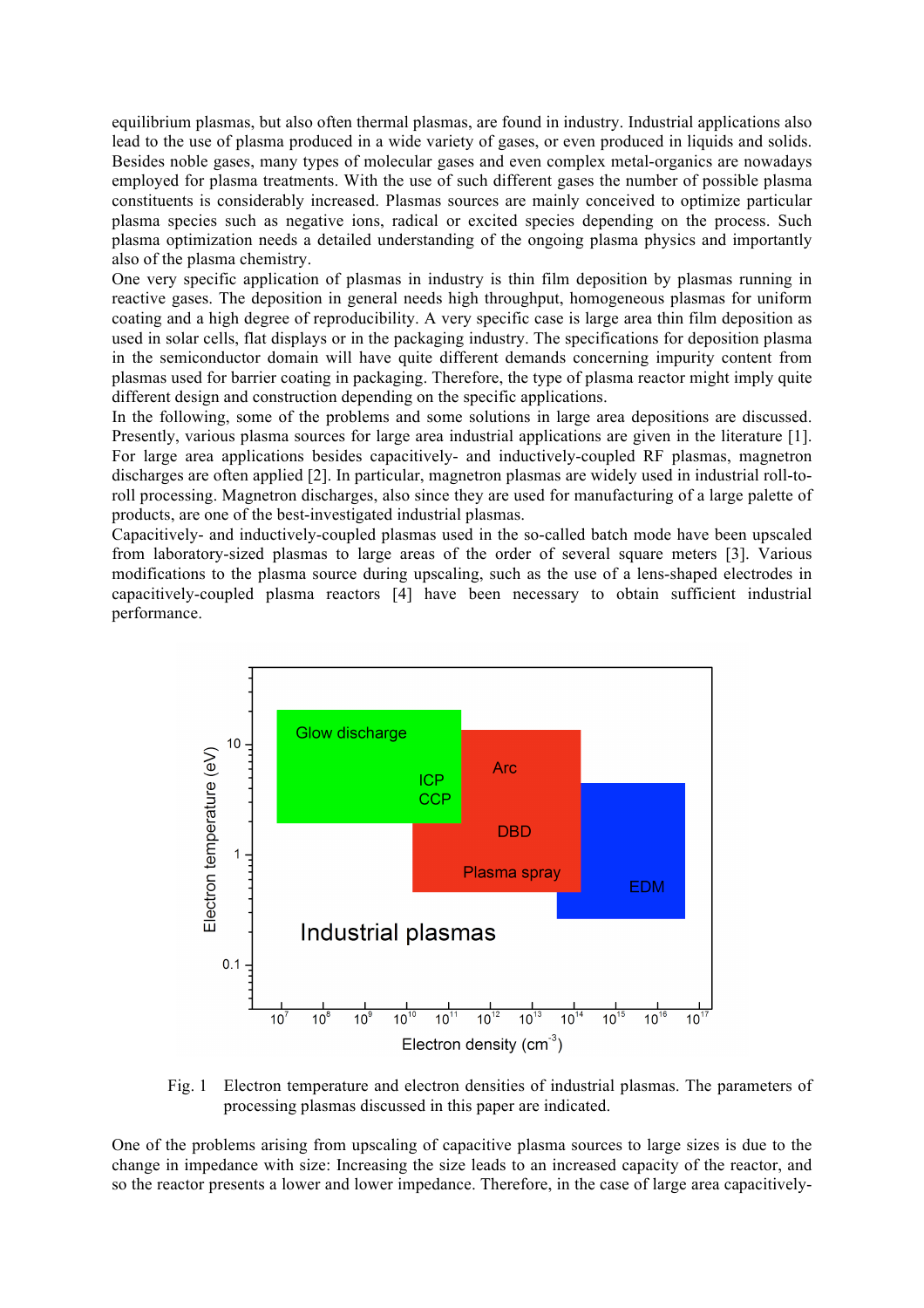equilibrium plasmas, but also often thermal plasmas, are found in industry. Industrial applications also lead to the use of plasma produced in a wide variety of gases, or even produced in liquids and solids. Besides noble gases, many types of molecular gases and even complex metal-organics are nowadays employed for plasma treatments. With the use of such different gases the number of possible plasma constituents is considerably increased. Plasmas sources are mainly conceived to optimize particular plasma species such as negative ions, radical or excited species depending on the process. Such plasma optimization needs a detailed understanding of the ongoing plasma physics and importantly also of the plasma chemistry.

One very specific application of plasmas in industry is thin film deposition by plasmas running in reactive gases. The deposition in general needs high throughput, homogeneous plasmas for uniform coating and a high degree of reproducibility. A very specific case is large area thin film deposition as used in solar cells, flat displays or in the packaging industry. The specifications for deposition plasma in the semiconductor domain will have quite different demands concerning impurity content from plasmas used for barrier coating in packaging. Therefore, the type of plasma reactor might imply quite different design and construction depending on the specific applications.

In the following, some of the problems and some solutions in large area depositions are discussed. Presently, various plasma sources for large area industrial applications are given in the literature [1]. For large area applications besides capacitively- and inductively-coupled RF plasmas, magnetron discharges are often applied [2]. In particular, magnetron plasmas are widely used in industrial roll-to-roll processing. Magnetron discharges, also since they are used for manufacturing of a large palette of products, are one of the best-investigated industrial plasmas.

Capacitively- and inductively-coupled plasmas used in the so-called batch mode have been upscaled from laboratory-sized plasmas to large areas of the order of several square meters [3]. Various modifications to the plasma source during upscaling, such as the use of a lens-shaped electrodes in capacitively-coupled plasma reactors [4] have been necessary to obtain sufficient industrial performance.

Fig. 1 Electron temperature and electron densities of industrial plasmas. The parameters of processing plasmas discussed in this paper are indicated.

One of the problems arising from upscaling of capacitive plasma sources to large sizes is due to the change in impedance with size: Increasing the size leads to an increased capacity of the reactor, and so the reactor presents a lower and lower impedance. Therefore, in the case of large area capacitively-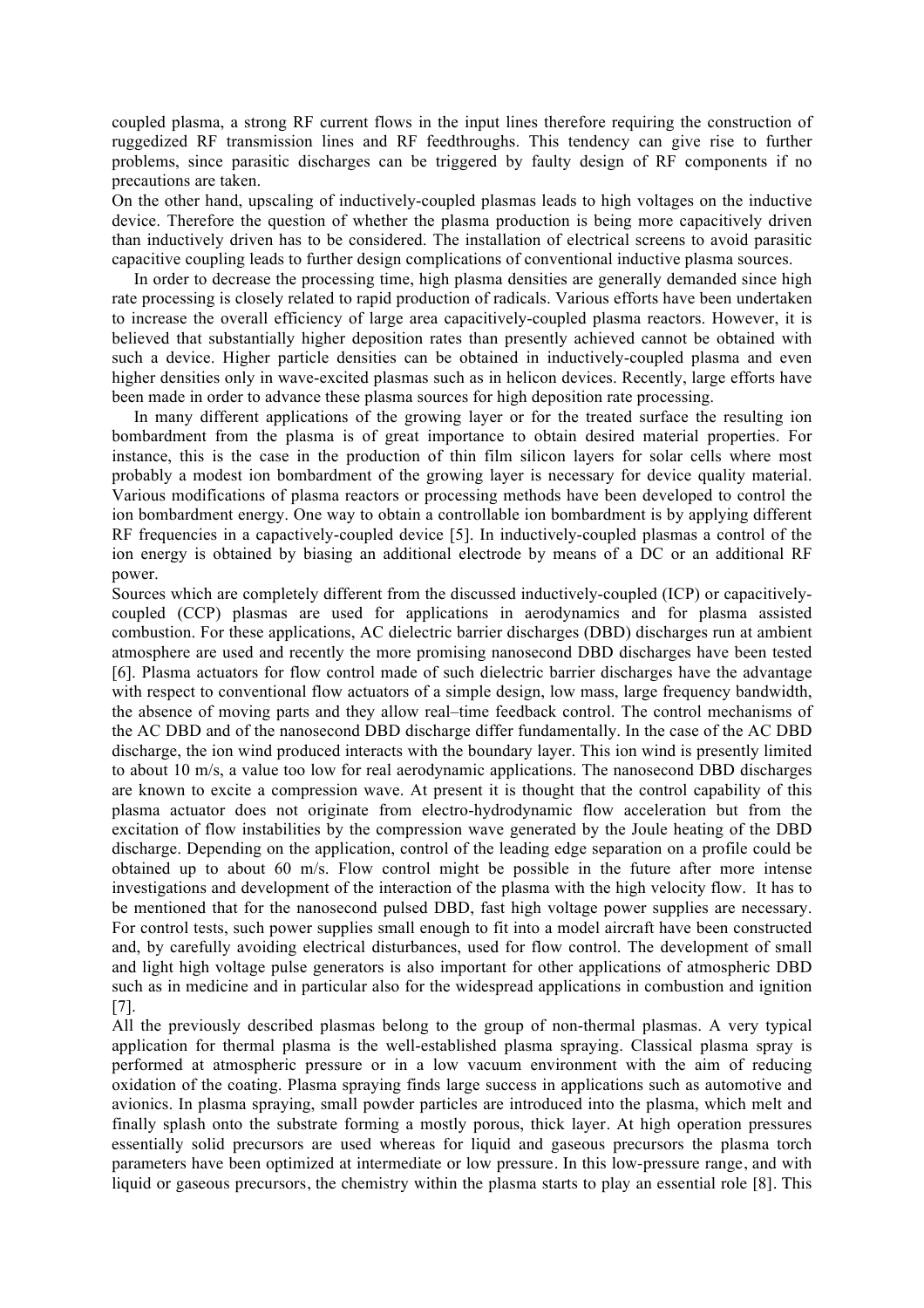coupled plasma, a strong RF current flows in the input lines therefore requiring the construction of ruggedized RF transmission lines and RF feedthroughs. This tendency can give rise to further problems, since parasitic discharges can be triggered by faulty design of RF components if no precautions are taken.

On the other hand, upscaling of inductively-coupled plasmas leads to high voltages on the inductive device. Therefore the question of whether the plasma production is being more capacitively driven than inductively driven has to be considered. The installation of electrical screens to avoid parasitic capacitive coupling leads to further design complications of conventional inductive plasma sources.

In order to decrease the processing time, high plasma densities are generally demanded since high rate processing is closely related to rapid production of radicals. Various efforts have been undertaken to increase the overall efficiency of large area capacitively-coupled plasma reactors. However, it is believed that substantially higher deposition rates than presently achieved cannot be obtained with such a device. Higher particle densities can be obtained in inductively-coupled plasma and even higher densities only in wave-excited plasmas such as in helicon devices. Recently, large efforts have been made in order to advance these plasma sources for high deposition rate processing.

In many different applications of the growing layer or for the treated surface the resulting ion bombardment from the plasma is of great importance to obtain desired material properties. For instance, this is the case in the production of thin film silicon layers for solar cells where most probably a modest ion bombardment of the growing layer is necessary for device quality material. Various modifications of plasma reactors or processing methods have been developed to control the ion bombardment energy. One way to obtain a controllable ion bombardment is by applying different RF frequencies in a capactively-coupled device [5]. In inductively-coupled plasmas a control of the ion energy is obtained by biasing an additional electrode by means of a DC or an additional RF power.

Sources which are completely different from the discussed inductively-coupled (ICP) or capacitively-coupled (CCP) plasmas are used for applications in aerodynamics and for plasma assisted combustion. For these applications, AC dielectric barrier discharges (DBD) discharges run at ambient atmosphere are used and recently the more promising nanosecond DBD discharges have been tested [6]. Plasma actuators for flow control made of such dielectric barrier discharges have the advantage with respect to conventional flow actuators of a simple design, low mass, large frequency bandwidth, the absence of moving parts and they allow real–time feedback control. The control mechanisms of the AC DBD and of the nanosecond DBD discharge differ fundamentally. In the case of the AC DBD discharge, the ion wind produced interacts with the boundary layer. This ion wind is presently limited to about 10 m/s, a value too low for real aerodynamic applications. The nanosecond DBD discharges are known to excite a compression wave. At present it is thought that the control capability of this plasma actuator does not originate from electro-hydrodynamic flow acceleration but from the excitation of flow instabilities by the compression wave generated by the Joule heating of the DBD discharge. Depending on the application, control of the leading edge separation on a profile could be obtained up to about 60 m/s. Flow control might be possible in the future after more intense investigations and development of the interaction of the plasma with the high velocity flow. It has to be mentioned that for the nanosecond pulsed DBD, fast high voltage power supplies are necessary. For control tests, such power supplies small enough to fit into a model aircraft have been constructed and, by carefully avoiding electrical disturbances, used for flow control. The development of small and light high voltage pulse generators is also important for other applications of atmospheric DBD such as in medicine and in particular also for the widespread applications in combustion and ignition [7].

All the previously described plasmas belong to the group of non-thermal plasmas. A very typical application for thermal plasma is the well-established plasma spraying. Classical plasma spray is performed at atmospheric pressure or in a low vacuum environment with the aim of reducing oxidation of the coating. Plasma spraying finds large success in applications such as automotive and avionics. In plasma spraying, small powder particles are introduced into the plasma, which melt and finally splash onto the substrate forming a mostly porous, thick layer. At high operation pressures essentially solid precursors are used whereas for liquid and gaseous precursors the plasma torch parameters have been optimized at intermediate or low pressure. In this low-pressure range, and with liquid or gaseous precursors, the chemistry within the plasma starts to play an essential role [8]. This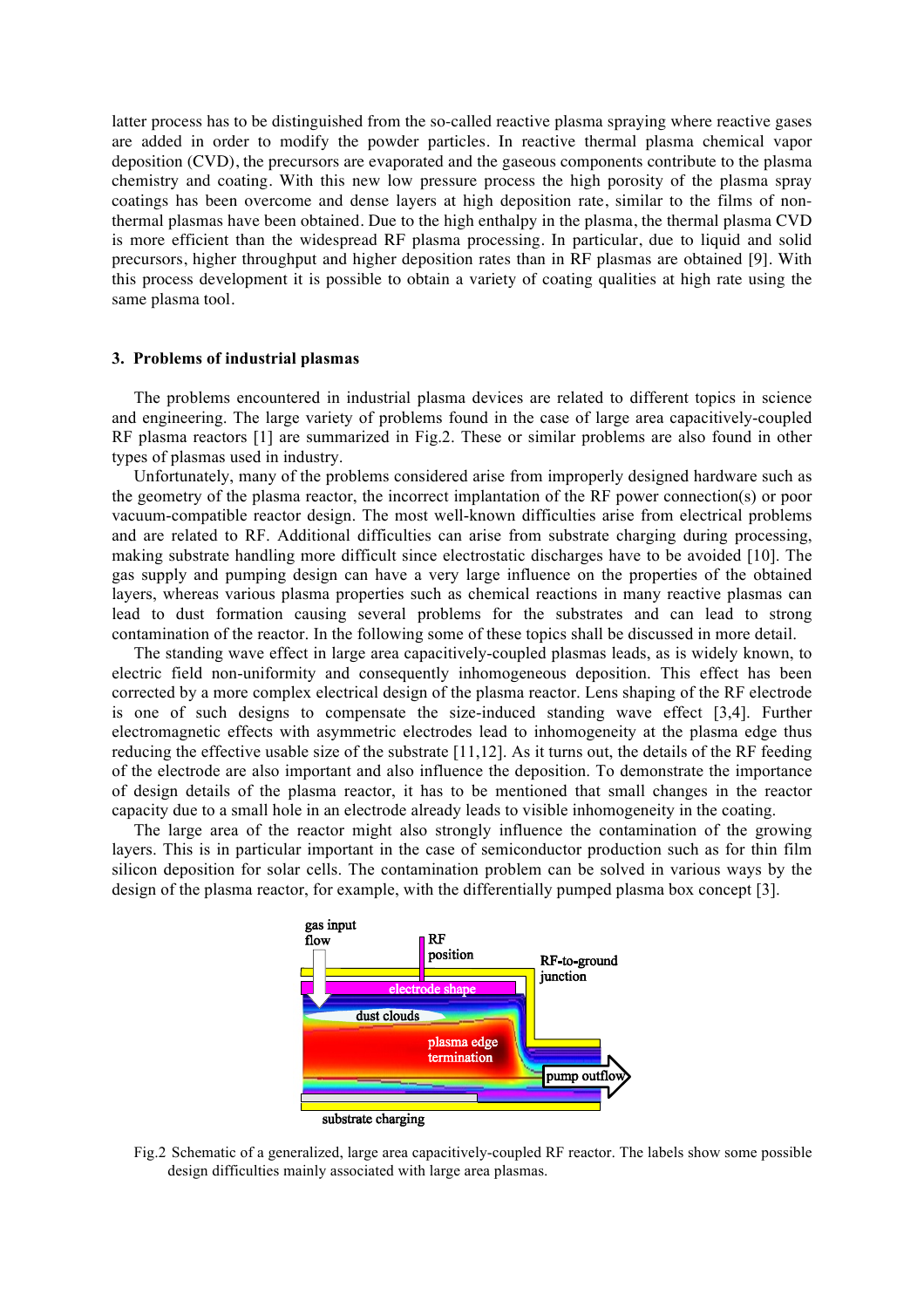latter process has to be distinguished from the so-called reactive plasma spraying where reactive gases are added in order to modify the powder particles. In reactive thermal plasma chemical vapor deposition (CVD), the precursors are evaporated and the gaseous components contribute to the plasma chemistry and coating. With this new low pressure process the high porosity of the plasma spray coatings has been overcome and dense layers at high deposition rate, similar to the films of non-thermal plasmas have been obtained. Due to the high enthalpy in the plasma, the thermal plasma CVD is more efficient than the widespread RF plasma processing. In particular, due to liquid and solid precursors, higher throughput and higher deposition rates than in RF plasmas are obtained [9]. With this process development it is possible to obtain a variety of coating qualities at high rate using the same plasma tool.

## 3. Problems of industrial plasmas

The problems encountered in industrial plasma devices are related to different topics in science and engineering. The large variety of problems found in the case of large area capacitively-coupled RF plasma reactors [1] are summarized in Fig.2. These or similar problems are also found in other types of plasmas used in industry.

Unfortunately, many of the problems considered arise from improperly designed hardware such as the geometry of the plasma reactor, the incorrect implantation of the RF power connection(s) or poor vacuum-compatible reactor design. The most well-known difficulties arise from electrical problems and are related to RF. Additional difficulties can arise from substrate charging during processing, making substrate handling more difficult since electrostatic discharges have to be avoided [10]. The gas supply and pumping design can have a very large influence on the properties of the obtained layers, whereas various plasma properties such as chemical reactions in many reactive plasmas can lead to dust formation causing several problems for the substrates and can lead to strong contamination of the reactor. In the following some of these topics shall be discussed in more detail.

The standing wave effect in large area capacitively-coupled plasmas leads, as is widely known, to electric field non-uniformity and consequently inhomogeneous deposition. This effect has been corrected by a more complex electrical design of the plasma reactor. Lens shaping of the RF electrode is one of such designs to compensate the size-induced standing wave effect [3,4]. Further electromagnetic effects with asymmetric electrodes lead to inhomogeneity at the plasma edge thus reducing the effective usable size of the substrate [11,12]. As it turns out, the details of the RF feeding of the electrode are also important and also influence the deposition. To demonstrate the importance of design details of the plasma reactor, it has to be mentioned that small changes in the reactor capacity due to a small hole in an electrode already leads to visible inhomogeneity in the coating.

The large area of the reactor might also strongly influence the contamination of the growing layers. This is in particular important in the case of semiconductor production such as for thin film silicon deposition for solar cells. The contamination problem can be solved in various ways by the design of the plasma reactor, for example, with the differentially pumped plasma box concept [3].

Fig.2 Schematic of a generalized, large area capacitively-coupled RF reactor. The labels show some possible design difficulties mainly associated with large area plasmas.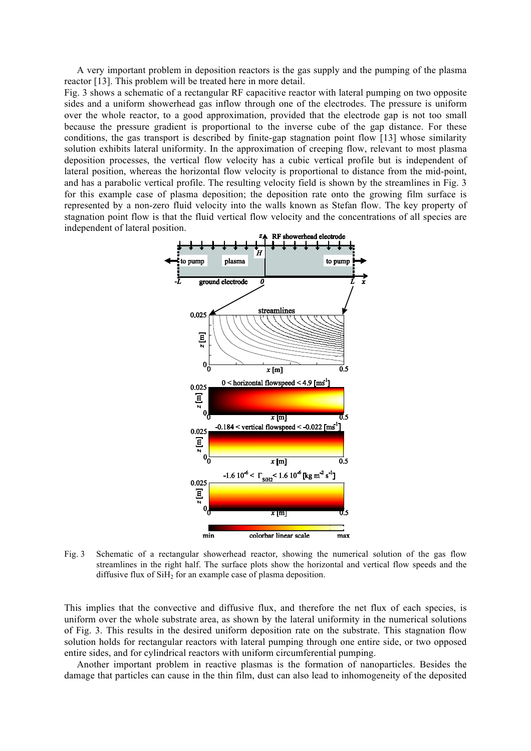A very important problem in deposition reactors is the gas supply and the pumping of the plasma reactor [13]. This problem will be treated here in more detail.

Fig. 3 shows a schematic of a rectangular RF capacitive reactor with lateral pumping on two opposite sides and a uniform showerhead gas inflow through one of the electrodes. The pressure is uniform over the whole reactor, to a good approximation, provided that the electrode gap is not too small because the pressure gradient is proportional to the inverse cube of the gap distance. For these conditions, the gas transport is described by finite-gap stagnation point flow [13] whose similarity solution exhibits lateral uniformity. In the approximation of creeping flow, relevant to most plasma deposition processes, the vertical flow velocity has a cubic vertical profile but is independent of lateral position, whereas the horizontal flow velocity is proportional to distance from the mid-point, and has a parabolic vertical profile. The resulting velocity field is shown by the streamlines in Fig. 3 for this example case of plasma deposition; the deposition rate onto the growing film surface is represented by a non-zero fluid velocity into the walls known as Stefan flow. The key property of stagnation point flow is that the fluid vertical flow velocity and the concentrations of all species are independent of lateral position.

Fig. 3 Schematic of a rectangular showerhead reactor, showing the numerical solution of the gas flow streamlines in the right half. The surface plots show the horizontal and vertical flow speeds and the diffusive flux of $SiH_2$ for an example case of plasma deposition.

This implies that the convective and diffusive flux, and therefore the net flux of each species, is uniform over the whole substrate area, as shown by the lateral uniformity in the numerical solutions of Fig. 3. This results in the desired uniform deposition rate on the substrate. This stagnation flow solution holds for rectangular reactors with lateral pumping through one entire side, or two opposed entire sides, and for cylindrical reactors with uniform circumferential pumping.

Another important problem in reactive plasmas is the formation of nanoparticles. Besides the damage that particles can cause in the thin film, dust can also lead to inhomogeneity of the deposited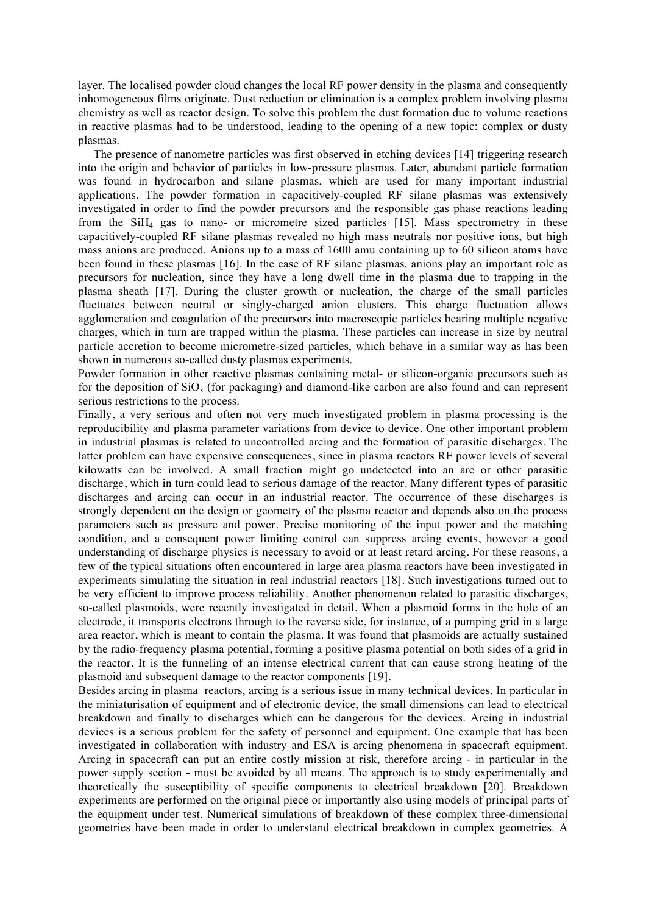layer. The localised powder cloud changes the local RF power density in the plasma and consequently inhomogeneous films originate. Dust reduction or elimination is a complex problem involving plasma chemistry as well as reactor design. To solve this problem the dust formation due to volume reactions in reactive plasmas had to be understood, leading to the opening of a new topic: complex or dusty plasmas.

The presence of nanometre particles was first observed in etching devices [14] triggering research into the origin and behavior of particles in low-pressure plasmas. Later, abundant particle formation was found in hydrocarbon and silane plasmas, which are used for many important industrial applications. The powder formation in capacitively-coupled RF silane plasmas was extensively investigated in order to find the powder precursors and the responsible gas phase reactions leading from the $SiH_4$ gas to nano- or micrometre sized particles [15]. Mass spectrometry in these capacitively-coupled RF silane plasmas revealed no high mass neutrals nor positive ions, but high mass anions are produced. Anions up to a mass of 1600 amu containing up to 60 silicon atoms have been found in these plasmas [16]. In the case of RF silane plasmas, anions play an important role as precursors for nucleation, since they have a long dwell time in the plasma due to trapping in the plasma sheath [17]. During the cluster growth or nucleation, the charge of the small particles fluctuates between neutral or singly-charged anion clusters. This charge fluctuation allows agglomeration and coagulation of the precursors into macroscopic particles bearing multiple negative charges, which in turn are trapped within the plasma. These particles can increase in size by neutral particle accretion to become micrometre-sized particles, which behave in a similar way as has been shown in numerous so-called dusty plasmas experiments.

Powder formation in other reactive plasmas containing metal- or silicon-organic precursors such as for the deposition of $SiO_x$ (for packaging) and diamond-like carbon are also found and can represent serious restrictions to the process.

Finally, a very serious and often not very much investigated problem in plasma processing is the reproducibility and plasma parameter variations from device to device. One other important problem in industrial plasmas is related to uncontrolled arcing and the formation of parasitic discharges. The latter problem can have expensive consequences, since in plasma reactors RF power levels of several kilowatts can be involved. A small fraction might go undetected into an arc or other parasitic discharge, which in turn could lead to serious damage of the reactor. Many different types of parasitic discharges and arcing can occur in an industrial reactor. The occurrence of these discharges is strongly dependent on the design or geometry of the plasma reactor and depends also on the process parameters such as pressure and power. Precise monitoring of the input power and the matching condition, and a consequent power limiting control can suppress arcing events, however a good understanding of discharge physics is necessary to avoid or at least retard arcing. For these reasons, a few of the typical situations often encountered in large area plasma reactors have been investigated in experiments simulating the situation in real industrial reactors [18]. Such investigations turned out to be very efficient to improve process reliability. Another phenomenon related to parasitic discharges, so-called plasmoids, were recently investigated in detail. When a plasmoid forms in the hole of an electrode, it transports electrons through to the reverse side, for instance, of a pumping grid in a large area reactor, which is meant to contain the plasma. It was found that plasmoids are actually sustained by the radio-frequency plasma potential, forming a positive plasma potential on both sides of a grid in the reactor. It is the funneling of an intense electrical current that can cause strong heating of the plasmoid and subsequent damage to the reactor components [19].

Besides arcing in plasma reactors, arcing is a serious issue in many technical devices. In particular in the miniaturisation of equipment and of electronic device, the small dimensions can lead to electrical breakdown and finally to discharges which can be dangerous for the devices. Arcing in industrial devices is a serious problem for the safety of personnel and equipment. One example that has been investigated in collaboration with industry and ESA is arcing phenomena in spacecraft equipment. Arcing in spacecraft can put an entire costly mission at risk, therefore arcing - in particular in the power supply section - must be avoided by all means. The approach is to study experimentally and theoretically the susceptibility of specific components to electrical breakdown [20]. Breakdown experiments are performed on the original piece or importantly also using models of principal parts of the equipment under test. Numerical simulations of breakdown of these complex three-dimensional geometries have been made in order to understand electrical breakdown in complex geometries. A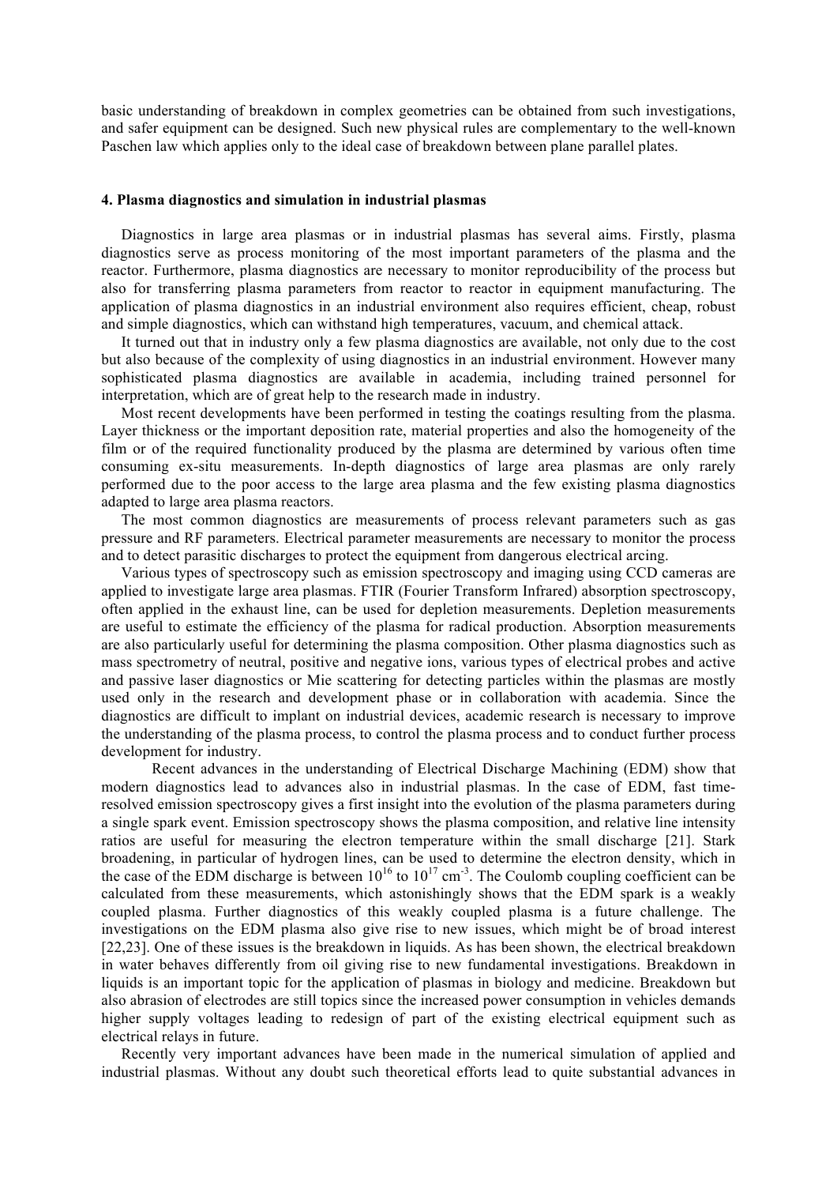basic understanding of breakdown in complex geometries can be obtained from such investigations, and safer equipment can be designed. Such new physical rules are complementary to the well-known Paschen law which applies only to the ideal case of breakdown between plane parallel plates.

## 4. Plasma diagnostics and simulation in industrial plasmas

Diagnostics in large area plasmas or in industrial plasmas has several aims. Firstly, plasma diagnostics serve as process monitoring of the most important parameters of the plasma and the reactor. Furthermore, plasma diagnostics are necessary to monitor reproducibility of the process but also for transferring plasma parameters from reactor to reactor in equipment manufacturing. The application of plasma diagnostics in an industrial environment also requires efficient, cheap, robust and simple diagnostics, which can withstand high temperatures, vacuum, and chemical attack.

It turned out that in industry only a few plasma diagnostics are available, not only due to the cost but also because of the complexity of using diagnostics in an industrial environment. However many sophisticated plasma diagnostics are available in academia, including trained personnel for interpretation, which are of great help to the research made in industry.

Most recent developments have been performed in testing the coatings resulting from the plasma. Layer thickness or the important deposition rate, material properties and also the homogeneity of the film or of the required functionality produced by the plasma are determined by various often time consuming ex-situ measurements. In-depth diagnostics of large area plasmas are only rarely performed due to the poor access to the large area plasma and the few existing plasma diagnostics adapted to large area plasma reactors.

The most common diagnostics are measurements of process relevant parameters such as gas pressure and RF parameters. Electrical parameter measurements are necessary to monitor the process and to detect parasitic discharges to protect the equipment from dangerous electrical arcing.

Various types of spectroscopy such as emission spectroscopy and imaging using CCD cameras are applied to investigate large area plasmas. FTIR (Fourier Transform Infrared) absorption spectroscopy, often applied in the exhaust line, can be used for depletion measurements. Depletion measurements are useful to estimate the efficiency of the plasma for radical production. Absorption measurements are also particularly useful for determining the plasma composition. Other plasma diagnostics such as mass spectrometry of neutral, positive and negative ions, various types of electrical probes and active and passive laser diagnostics or Mie scattering for detecting particles within the plasmas are mostly used only in the research and development phase or in collaboration with academia. Since the diagnostics are difficult to implant on industrial devices, academic research is necessary to improve the understanding of the plasma process, to control the plasma process and to conduct further process development for industry.

Recent advances in the understanding of Electrical Discharge Machining (EDM) show that modern diagnostics lead to advances also in industrial plasmas. In the case of EDM, fast time-resolved emission spectroscopy gives a first insight into the evolution of the plasma parameters during a single spark event. Emission spectroscopy shows the plasma composition, and relative line intensity ratios are useful for measuring the electron temperature within the small discharge [21]. Stark broadening, in particular of hydrogen lines, can be used to determine the electron density, which in the case of the EDM discharge is between $10^{16}$ to $10^{17}$ $cm^{-3}$. The Coulomb coupling coefficient can be calculated from these measurements, which astonishingly shows that the EDM spark is a weakly coupled plasma. Further diagnostics of this weakly coupled plasma is a future challenge. The investigations on the EDM plasma also give rise to new issues, which might be of broad interest [22,23]. One of these issues is the breakdown in liquids. As has been shown, the electrical breakdown in water behaves differently from oil giving rise to new fundamental investigations. Breakdown in liquids is an important topic for the application of plasmas in biology and medicine. Breakdown but also abrasion of electrodes are still topics since the increased power consumption in vehicles demands higher supply voltages leading to redesign of part of the existing electrical equipment such as electrical relays in future.

Recently very important advances have been made in the numerical simulation of applied and industrial plasmas. Without any doubt such theoretical efforts lead to quite substantial advances in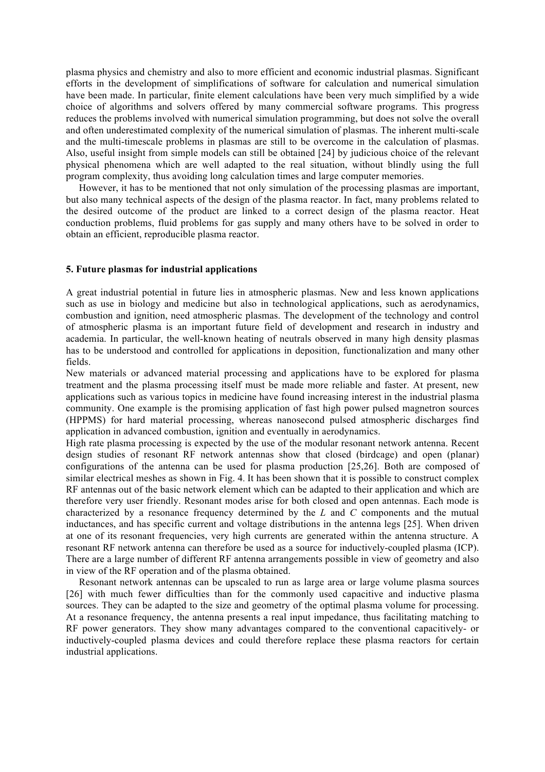plasma physics and chemistry and also to more efficient and economic industrial plasmas. Significant efforts in the development of simplifications of software for calculation and numerical simulation have been made. In particular, finite element calculations have been very much simplified by a wide choice of algorithms and solvers offered by many commercial software programs. This progress reduces the problems involved with numerical simulation programming, but does not solve the overall and often underestimated complexity of the numerical simulation of plasmas. The inherent multi-scale and the multi-timescale problems in plasmas are still to be overcome in the calculation of plasmas. Also, useful insight from simple models can still be obtained [24] by judicious choice of the relevant physical phenomena which are well adapted to the real situation, without blindly using the full program complexity, thus avoiding long calculation times and large computer memories.

However, it has to be mentioned that not only simulation of the processing plasmas are important, but also many technical aspects of the design of the plasma reactor. In fact, many problems related to the desired outcome of the product are linked to a correct design of the plasma reactor. Heat conduction problems, fluid problems for gas supply and many others have to be solved in order to obtain an efficient, reproducible plasma reactor.

## 5. Future plasmas for industrial applications

A great industrial potential in future lies in atmospheric plasmas. New and less known applications such as use in biology and medicine but also in technological applications, such as aerodynamics, combustion and ignition, need atmospheric plasmas. The development of the technology and control of atmospheric plasma is an important future field of development and research in industry and academia. In particular, the well-known heating of neutrals observed in many high density plasmas has to be understood and controlled for applications in deposition, functionalization and many other fields.

New materials or advanced material processing and applications have to be explored for plasma treatment and the plasma processing itself must be made more reliable and faster. At present, new applications such as various topics in medicine have found increasing interest in the industrial plasma community. One example is the promising application of fast high power pulsed magnetron sources (HPPMS) for hard material processing, whereas nanosecond pulsed atmospheric discharges find application in advanced combustion, ignition and eventually in aerodynamics.

High rate plasma processing is expected by the use of the modular resonant network antenna. Recent design studies of resonant RF network antennas show that closed (birdcage) and open (planar) configurations of the antenna can be used for plasma production [25,26]. Both are composed of similar electrical meshes as shown in Fig. 4. It has been shown that it is possible to construct complex RF antennas out of the basic network element which can be adapted to their application and which are therefore very user friendly. Resonant modes arise for both closed and open antennas. Each mode is characterized by a resonance frequency determined by the $L$ and $C$ components and the mutual inductances, and has specific current and voltage distributions in the antenna legs [25]. When driven at one of its resonant frequencies, very high currents are generated within the antenna structure. A resonant RF network antenna can therefore be used as a source for inductively-coupled plasma (ICP). There are a large number of different RF antenna arrangements possible in view of geometry and also in view of the RF operation and of the plasma obtained.

Resonant network antennas can be upscaled to run as large area or large volume plasma sources [26] with much fewer difficulties than for the commonly used capacitive and inductive plasma sources. They can be adapted to the size and geometry of the optimal plasma volume for processing. At a resonance frequency, the antenna presents a real input impedance, thus facilitating matching to RF power generators. They show many advantages compared to the conventional capacitively- or inductively-coupled plasma devices and could therefore replace these plasma reactors for certain industrial applications.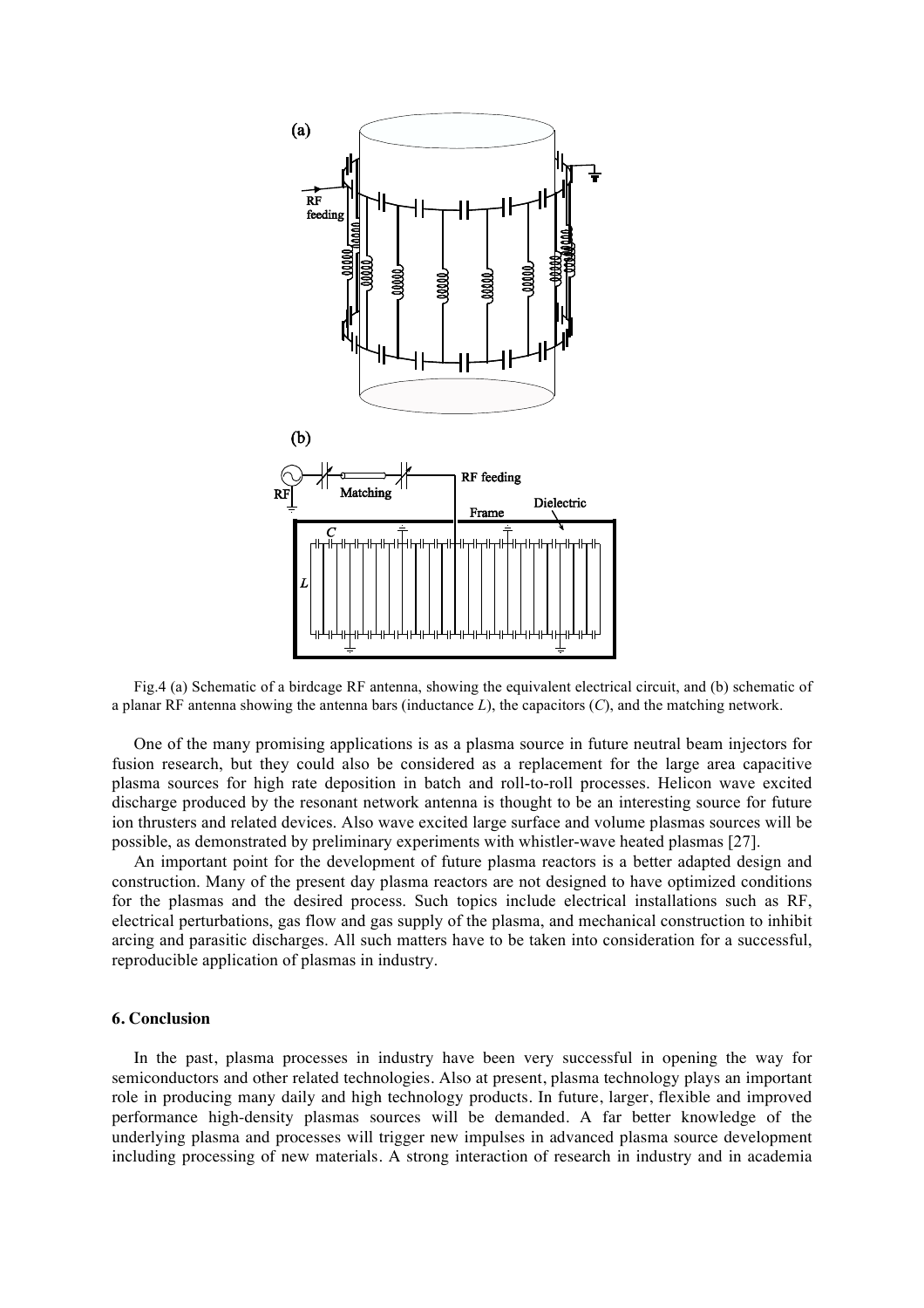Fig.4 (a) Schematic of a birdcage RF antenna, showing the equivalent electrical circuit, and (b) schematic of a planar RF antenna showing the antenna bars (inductance *L*), the capacitors (*C*), and the matching network.

One of the many promising applications is as a plasma source in future neutral beam injectors for fusion research, but they could also be considered as a replacement for the large area capacitive plasma sources for high rate deposition in batch and roll-to-roll processes. Helicon wave excited discharge produced by the resonant network antenna is thought to be an interesting source for future ion thrusters and related devices. Also wave excited large surface and volume plasmas sources will be possible, as demonstrated by preliminary experiments with whistler-wave heated plasmas [27].

An important point for the development of future plasma reactors is a better adapted design and construction. Many of the present day plasma reactors are not designed to have optimized conditions for the plasmas and the desired process. Such topics include electrical installations such as RF, electrical perturbations, gas flow and gas supply of the plasma, and mechanical construction to inhibit arcing and parasitic discharges. All such matters have to be taken into consideration for a successful, reproducible application of plasmas in industry.

## 6. Conclusion

In the past, plasma processes in industry have been very successful in opening the way for semiconductors and other related technologies. Also at present, plasma technology plays an important role in producing many daily and high technology products. In future, larger, flexible and improved performance high-density plasmas sources will be demanded. A far better knowledge of the underlying plasma and processes will trigger new impulses in advanced plasma source development including processing of new materials. A strong interaction of research in industry and in academia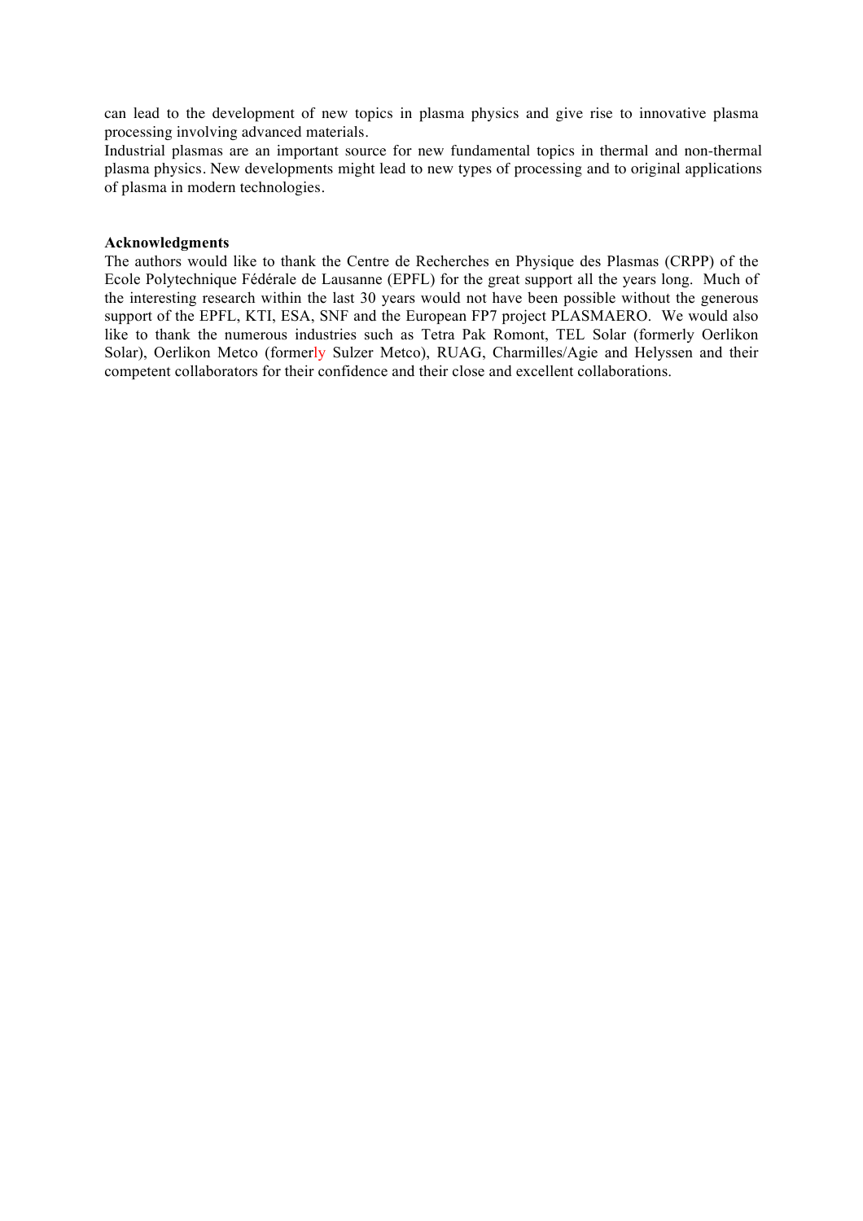can lead to the development of new topics in plasma physics and give rise to innovative plasma processing involving advanced materials.

Industrial plasmas are an important source for new fundamental topics in thermal and non-thermal plasma physics. New developments might lead to new types of processing and to original applications of plasma in modern technologies.

**Acknowledgments**

The authors would like to thank the Centre de Recherches en Physique des Plasmas (CRPP) of the Ecole Polytechnique Fédérale de Lausanne (EPFL) for the great support all the years long. Much of the interesting research within the last 30 years would not have been possible without the generous support of the EPFL, KTI, ESA, SNF and the European FP7 project PLASMAERO. We would also like to thank the numerous industries such as Tetra Pak Romont, TEL Solar (formerly Oerlikon Solar), Oerlikon Metco (formerly Sulzer Metco), RUAG, Charmilles/Agie and Helyssen and their competent collaborators for their confidence and their close and excellent collaborations.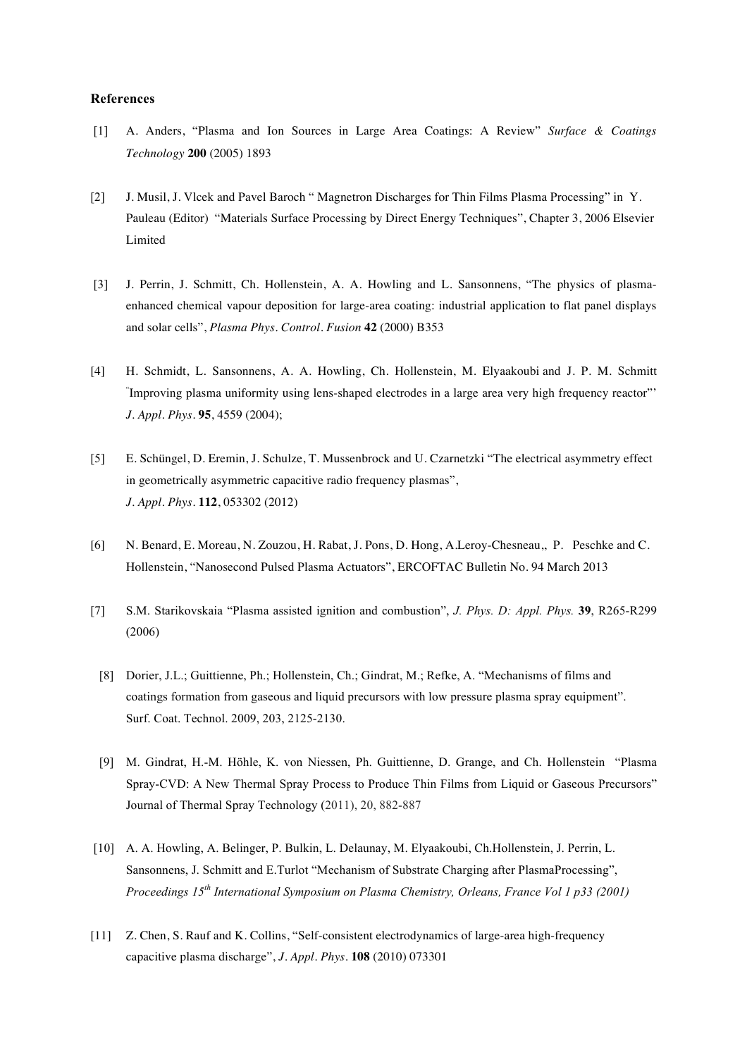**References**

[1] A. Anders, "Plasma and Ion Sources in Large Area Coatings: A Review" *Surface & Coatings Technology* **200** (2005) 1893

[2] J. Musil, J. Vlcek and Pavel Baroch " Magnetron Discharges for Thin Films Plasma Processing" in Y. Pauleau (Editor) "Materials Surface Processing by Direct Energy Techniques", Chapter 3, 2006 Elsevier Limited

[3] J. Perrin, J. Schmitt, Ch. Hollenstein, A. A. Howling and L. Sansonnens, "The physics of plasma-enhanced chemical vapour deposition for large-area coating: industrial application to flat panel displays and solar cells", *Plasma Phys. Control. Fusion* **42** (2000) B353

[4] H. Schmidt, L. Sansonnens, A. A. Howling, Ch. Hollenstein, M. Elyaakoubi and J. P. M. Schmitt "Improving plasma uniformity using lens-shaped electrodes in a large area very high frequency reactor"' *J. Appl. Phys.* **95**, 4559 (2004);

[5] E. Schüngel, D. Eremin, J. Schulze, T. Mussenbrock and U. Czarnetzki "The electrical asymmetry effect in geometrically asymmetric capacitive radio frequency plasmas", *J. Appl. Phys.* **112**, 053302 (2012)

[6] N. Benard, E. Moreau, N. Zouzou, H. Rabat, J. Pons, D. Hong, A.Leroy-Chesneau,, P. Peschke and C. Hollenstein, "Nanosecond Pulsed Plasma Actuators", ERCOFTAC Bulletin No. 94 March 2013

[7] S.M. Starikovskaia "Plasma assisted ignition and combustion", *J. Phys. D: Appl. Phys.* **39**, R265-R299 (2006)

[8] Dorier, J.L.; Guittienne, Ph.; Hollenstein, Ch.; Gindrat, M.; Refke, A. "Mechanisms of films and coatings formation from gaseous and liquid precursors with low pressure plasma spray equipment". Surf. Coat. Technol. 2009, 203, 2125-2130.

[9] M. Gindrat, H.-M. Höhle, K. von Niessen, Ph. Guittienne, D. Grange, and Ch. Hollenstein "Plasma Spray-CVD: A New Thermal Spray Process to Produce Thin Films from Liquid or Gaseous Precursors" Journal of Thermal Spray Technology (2011), 20, 882-887

[10] A. A. Howling, A. Belinger, P. Bulkin, L. Delaunay, M. Elyaakoubi, Ch.Hollenstein, J. Perrin, L. Sansonnens, J. Schmitt and E.Turlot "Mechanism of Substrate Charging after PlasmaProcessing", *Proceedings 15th International Symposium on Plasma Chemistry, Orleans, France Vol 1 p33 (2001)*

[11] Z. Chen, S. Rauf and K. Collins, "Self-consistent electrodynamics of large-area high-frequency capacitive plasma discharge", *J. Appl. Phys.* **108** (2010) 073301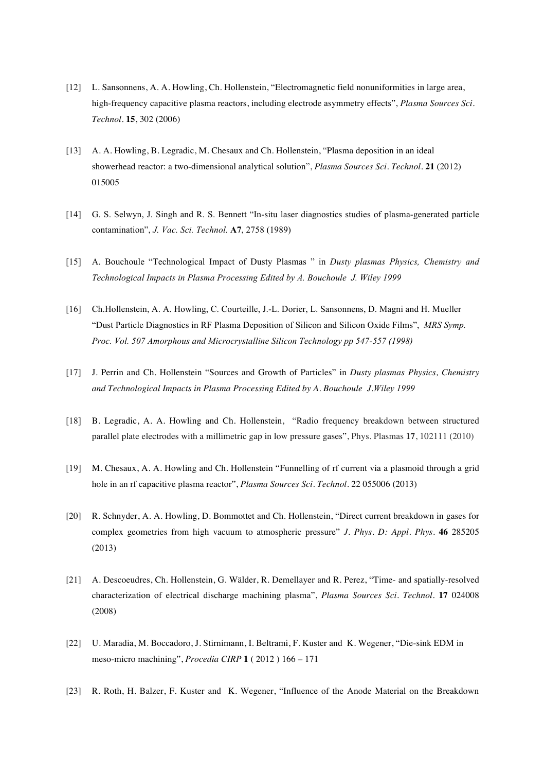[12] L. Sansonnens, A. A. Howling, Ch. Hollenstein, "Electromagnetic field nonuniformities in large area, high-frequency capacitive plasma reactors, including electrode asymmetry effects", *Plasma Sources Sci. Technol.* **15**, 302 (2006)

[13] A. A. Howling, B. Legradic, M. Chesaux and Ch. Hollenstein, "Plasma deposition in an ideal showerhead reactor: a two-dimensional analytical solution", *Plasma Sources Sci. Technol.* **21** (2012) 015005

[14] G. S. Selwyn, J. Singh and R. S. Bennett "In-situ laser diagnostics studies of plasma-generated particle contamination", *J. Vac. Sci. Technol.* **A7**, 2758 (1989)

[15] A. Bouchoule "Technological Impact of Dusty Plasmas " in *Dusty plasmas Physics, Chemistry and Technological Impacts in Plasma Processing Edited by A. Bouchoule J. Wiley 1999*

[16] Ch.Hollenstein, A. A. Howling, C. Courteille, J.-L. Dorier, L. Sansonnens, D. Magni and H. Mueller "Dust Particle Diagnostics in RF Plasma Deposition of Silicon and Silicon Oxide Films", *MRS Symp. Proc. Vol. 507 Amorphous and Microcrystalline Silicon Technology pp 547-557 (1998)*

[17] J. Perrin and Ch. Hollenstein "Sources and Growth of Particles" in *Dusty plasmas Physics, Chemistry and Technological Impacts in Plasma Processing Edited by A. Bouchoule J.Wiley 1999*

[18] B. Legradic, A. A. Howling and Ch. Hollenstein, "Radio frequency breakdown between structured parallel plate electrodes with a millimetric gap in low pressure gases", Phys. Plasmas **17**, 102111 (2010)

[19] M. Chesaux, A. A. Howling and Ch. Hollenstein "Funnelling of rf current via a plasmoid through a grid hole in an rf capacitive plasma reactor", *Plasma Sources Sci. Technol.* 22 055006 (2013)

[20] R. Schnyder, A. A. Howling, D. Bommottet and Ch. Hollenstein, "Direct current breakdown in gases for complex geometries from high vacuum to atmospheric pressure" *J. Phys. D: Appl. Phys.* **46** 285205 (2013)

[21] A. Descoeudres, Ch. Hollenstein, G. Wälder, R. Demellayer and R. Perez, "Time- and spatially-resolved characterization of electrical discharge machining plasma", *Plasma Sources Sci. Technol.* **17** 024008 (2008)

[22] U. Maradia, M. Boccadoro, J. Stirnimann, I. Beltrami, F. Kuster and K. Wegener, "Die-sink EDM in meso-micro machining", *Procedia CIRP* **1** ( 2012 ) 166 – 171

[23] R. Roth, H. Balzer, F. Kuster and K. Wegener, "Influence of the Anode Material on the Breakdown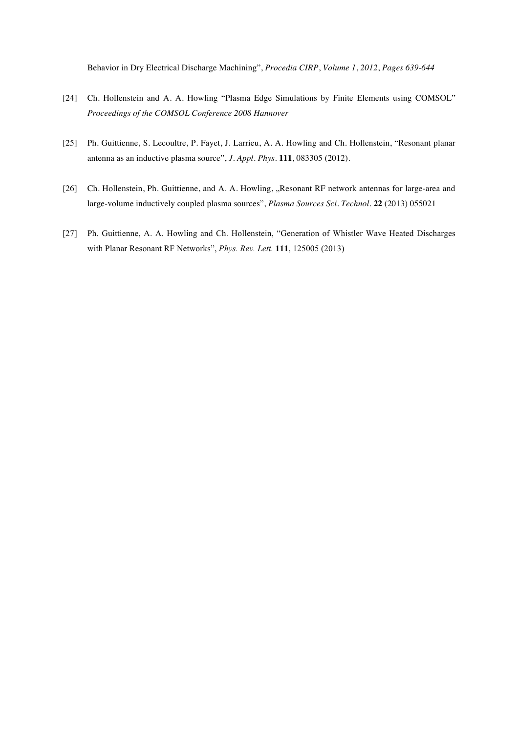Behavior in Dry Electrical Discharge Machining", *Procedia CIRP*, *Volume 1*, *2012*, *Pages 639-644*

[24] Ch. Hollenstein and A. A. Howling "Plasma Edge Simulations by Finite Elements using COMSOL" *Proceedings of the COMSOL Conference 2008 Hannover*

[25] Ph. Guittienne, S. Lecoultre, P. Fayet, J. Larrieu, A. A. Howling and Ch. Hollenstein, "Resonant planar antenna as an inductive plasma source", *J. Appl. Phys.* **111**, 083305 (2012).

[26] Ch. Hollenstein, Ph. Guittienne, and A. A. Howling, „Resonant RF network antennas for large-area and large-volume inductively coupled plasma sources", *Plasma Sources Sci. Technol.* **22** (2013) 055021

[27] Ph. Guittienne, A. A. Howling and Ch. Hollenstein, "Generation of Whistler Wave Heated Discharges with Planar Resonant RF Networks", *Phys. Rev. Lett.* **111**, 125005 (2013)